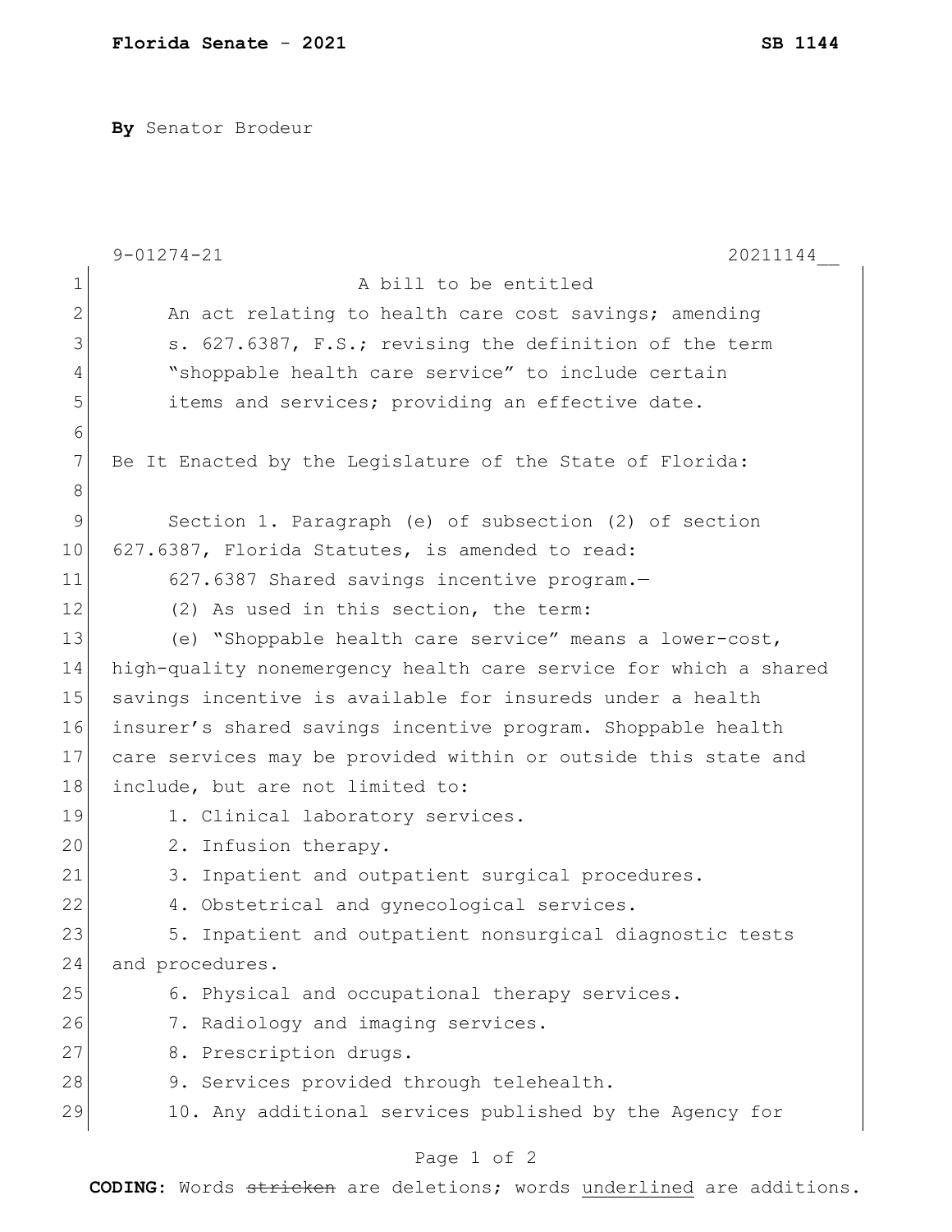**Florida Senate - 2021** **SB 1144**

**By** Senator Brodeur

9-01274-21 20211144__

A bill to be entitled

An act relating to health care cost savings; amending s. 627.6387, F.S.; revising the definition of the term "shoppable health care service" to include certain items and services; providing an effective date.

Be It Enacted by the Legislature of the State of Florida:

Section 1. Paragraph (e) of subsection (2) of section 627.6387, Florida Statutes, is amended to read:

627.6387 Shared savings incentive program.—

(2) As used in this section, the term:

(e) "Shoppable health care service" means a lower-cost, high-quality nonemergency health care service for which a shared savings incentive is available for insureds under a health insurer's shared savings incentive program. Shoppable health care services may be provided within or outside this state and include, but are not limited to:

1. Clinical laboratory services.
2. Infusion therapy.
3. Inpatient and outpatient surgical procedures.
4. Obstetrical and gynecological services.
5. Inpatient and outpatient nonsurgical diagnostic tests and procedures.
6. Physical and occupational therapy services.
7. Radiology and imaging services.
8. Prescription drugs.
9. Services provided through telehealth.
10. Any additional services published by the Agency for

**CODING:** Words ~~stricken~~ are deletions; words <u>underlined</u> are additions.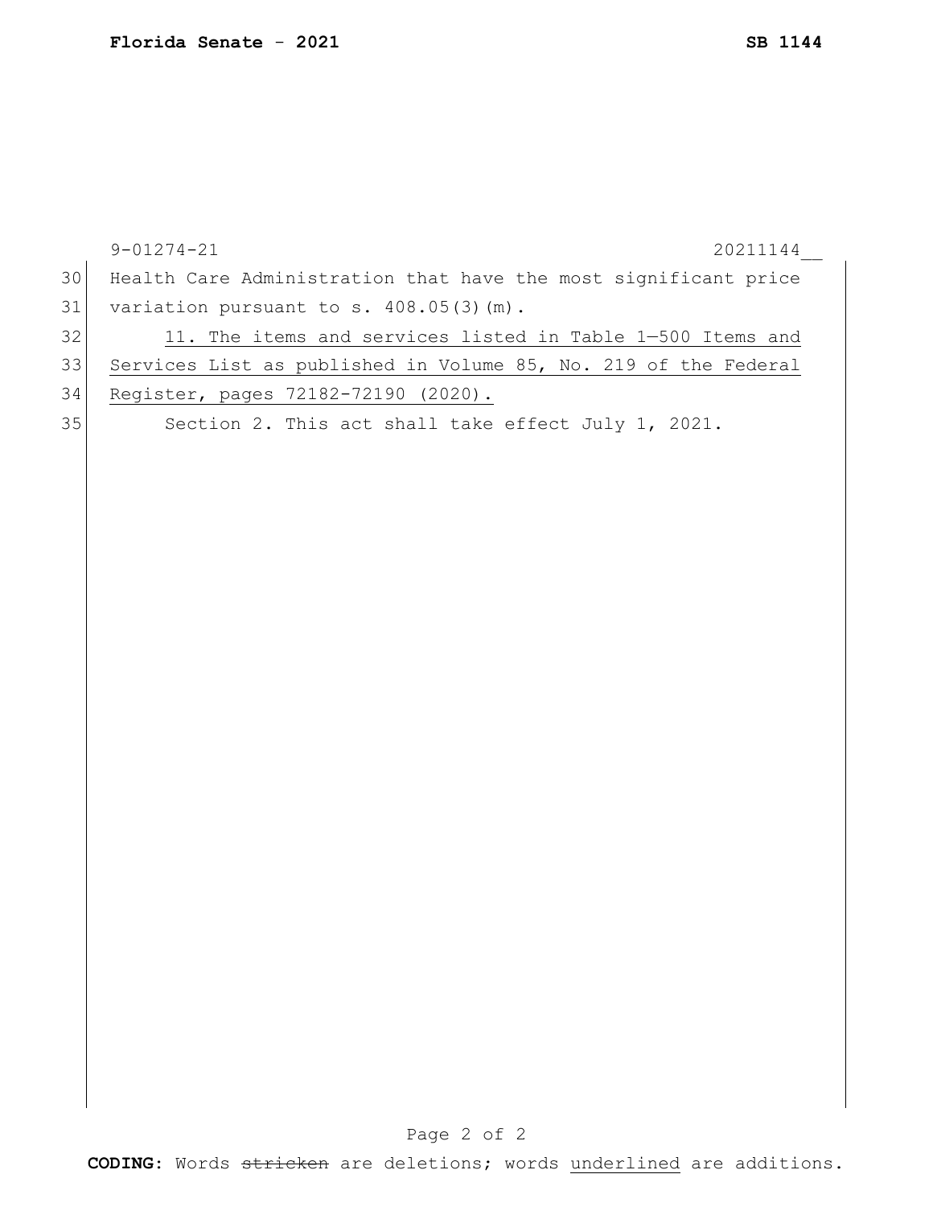9-01274-21 20211144__

Health Care Administration that have the most significant price variation pursuant to s. 408.05(3)(m).

11. The items and services listed in Table 1—500 Items and Services List as published in Volume 85, No. 219 of the Federal Register, pages 72182-72190 (2020).

Section 2. This act shall take effect July 1, 2021.

**CODING:** Words ~~stricken~~ are deletions; words underlined are additions.